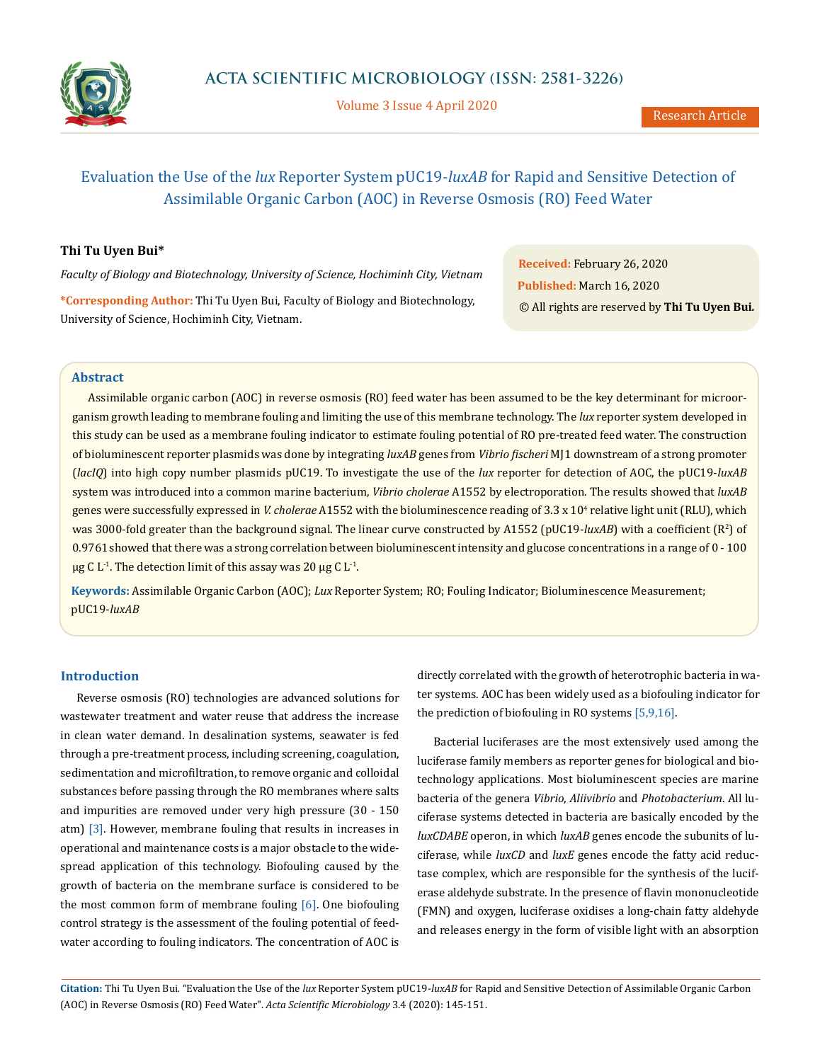# Evaluation the Use of the *lux* Reporter System pUC19-*luxAB* for Rapid and Sensitive Detection of Assimilable Organic Carbon (AOC) in Reverse Osmosis (RO) Feed Water

**Thi Tu Uyen Bui***

*Faculty of Biology and Biotechnology, University of Science, Hochiminh City, Vietnam*

**\*Corresponding Author:** Thi Tu Uyen Bui, Faculty of Biology and Biotechnology, University of Science, Hochiminh City, Vietnam.

**Received:** February 26, 2020

**Published:** March 16, 2020

© All rights are reserved by **Thi Tu Uyen Bui.**

## Abstract

Assimilable organic carbon (AOC) in reverse osmosis (RO) feed water has been assumed to be the key determinant for microorganism growth leading to membrane fouling and limiting the use of this membrane technology. The *lux* reporter system developed in this study can be used as a membrane fouling indicator to estimate fouling potential of RO pre-treated feed water. The construction of bioluminescent reporter plasmids was done by integrating *luxAB* genes from *Vibrio fischeri* MJ1 downstream of a strong promoter (*lacIQ*) into high copy number plasmids pUC19. To investigate the use of the *lux* reporter for detection of AOC, the pUC19-*luxAB* system was introduced into a common marine bacterium, *Vibrio cholerae* A1552 by electroporation. The results showed that *luxAB* genes were successfully expressed in *V. cholerae* A1552 with the bioluminescence reading of 3.3 x $10^4$ relative light unit (RLU), which was 3000-fold greater than the background signal. The linear curve constructed by A1552 (pUC19-*luxAB*) with a coefficient ($R^2$) of 0.9761 showed that there was a strong correlation between bioluminescent intensity and glucose concentrations in a range of 0 - 100 µg C $L^{-1}$. The detection limit of this assay was 20 µg C $L^{-1}$.

**Keywords:** Assimilable Organic Carbon (AOC); *Lux* Reporter System; RO; Fouling Indicator; Bioluminescence Measurement; pUC19-*luxAB*

## Introduction

Reverse osmosis (RO) technologies are advanced solutions for wastewater treatment and water reuse that address the increase in clean water demand. In desalination systems, seawater is fed through a pre-treatment process, including screening, coagulation, sedimentation and microfiltration, to remove organic and colloidal substances before passing through the RO membranes where salts and impurities are removed under very high pressure (30 - 150 atm) [3]. However, membrane fouling that results in increases in operational and maintenance costs is a major obstacle to the widespread application of this technology. Biofouling caused by the growth of bacteria on the membrane surface is considered to be the most common form of membrane fouling [6]. One biofouling control strategy is the assessment of the fouling potential of feedwater according to fouling indicators. The concentration of AOC is directly correlated with the growth of heterotrophic bacteria in water systems. AOC has been widely used as a biofouling indicator for the prediction of biofouling in RO systems [5,9,16].

Bacterial luciferases are the most extensively used among the luciferase family members as reporter genes for biological and biotechnology applications. Most bioluminescent species are marine bacteria of the genera *Vibrio*, *Aliivibrio* and *Photobacterium*. All luciferase systems detected in bacteria are basically encoded by the *luxCDABE* operon, in which *luxAB* genes encode the subunits of luciferase, while *luxCD* and *luxE* genes encode the fatty acid reductase complex, which are responsible for the synthesis of the luciferase aldehyde substrate. In the presence of flavin mononucleotide (FMN) and oxygen, luciferase oxidises a long-chain fatty aldehyde and releases energy in the form of visible light with an absorption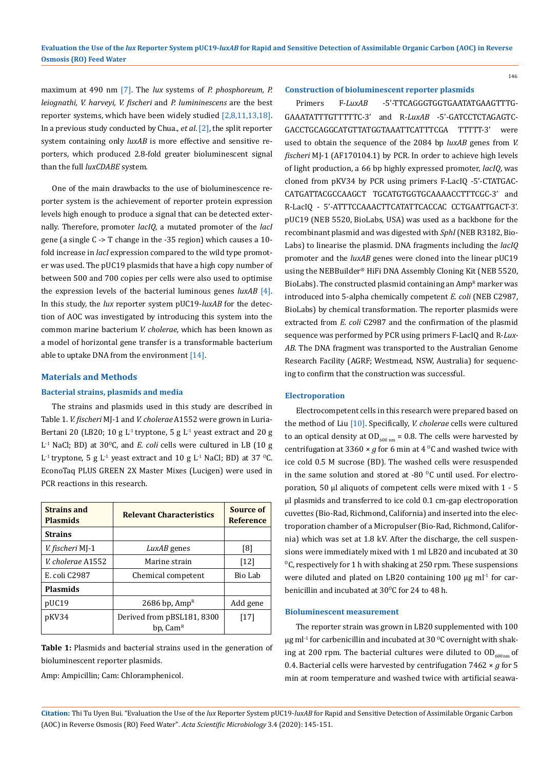maximum at 490 nm [7]. The *lux* systems of *P. phosphoreum, P. leiognathi, V. harveyi, V. fischeri* and *P. lumininescens* are the best reporter systems, which have been widely studied [2,8,11,13,18]. In a previous study conducted by Chua., *et al*. [2], the split reporter system containing only *luxAB* is more effective and sensitive reporters, which produced 2.8-fold greater bioluminescent signal than the full *luxCDABE* system.

One of the main drawbacks to the use of bioluminescence reporter system is the achievement of reporter protein expression levels high enough to produce a signal that can be detected externally. Therefore, promoter *lacIQ*, a mutated promoter of the *lacI* gene (a single C -> T change in the -35 region) which causes a 10-fold increase in *lacI* expression compared to the wild type promoter was used. The pUC19 plasmids that have a high copy number of between 500 and 700 copies per cells were also used to optimise the expression levels of the bacterial luminous genes *luxAB* [4]. In this study, the *lux* reporter system pUC19-*luxAB* for the detection of AOC was investigated by introducing this system into the common marine bacterium *V. cholerae,* which has been known as a model of horizontal gene transfer is a transformable bacterium able to uptake DNA from the environment [14].

## Materials and Methods

### Bacterial strains, plasmids and media

The strains and plasmids used in this study are described in Table 1. *V. fischeri* MJ-1 and *V. cholerae* A1552 were grown in Luria-Bertani 20 (LB20; 10 g $L^{-1}$ tryptone, 5 g $L^{-1}$ yeast extract and 20 g $L^{-1}$ NaCl; BD) at 30$^{0}$C, and *E. coli* cells were cultured in LB (10 g $L^{-1}$ tryptone, 5 g $L^{-1}$ yeast extract and 10 g $L^{-1}$ NaCl; BD) at 37 $^{0}$C. EconoTaq PLUS GREEN 2X Master Mixes (Lucigen) were used in PCR reactions in this research.

| Strains and Plasmids | Relevant Characteristics | Source of Reference |
|---|---|---|
| **Strains** | | |
| *V. fischeri* MJ-1 | *LuxAB* genes | [8] |
| *V. cholerae* A1552 | Marine strain | [12] |
| E. coli C2987 | Chemical competent | Bio Lab |
| **Plasmids** | | |
| pUC19 | 2686 bp, $Amp^R$ | Add gene |
| pKV34 | Derived from pBSL181, 8300 bp, $Cam^R$ | [17] |

**Table 1:** Plasmids and bacterial strains used in the generation of bioluminescent reporter plasmids.

Amp: Ampicillin; Cam: Chloramphenicol.

### Construction of bioluminescent reporter plasmids

Primers F-*LuxAB* -5'-TTCAGGGTGGTGAATATGAAGTTTG-GAAATATTTGTTTTTC-3' and R-*LuxAB* -5'-GATCCTCTAGAGTC-GACCTGCAGGCATGTTATGGTAAATTCATTTCGA TTTTT-3' were used to obtain the sequence of the 2084 bp *luxAB* genes from *V. fischeri* MJ-1 (AF170104.1) by PCR. In order to achieve high levels of light production, a 66 bp highly expressed promoter, *lacIQ*, was cloned from pKV34 by PCR using primers F-LacIQ -5'-CTATGAC-CATGATTACGCCAAGCT TGCATGTGGTGCAAAACCTTTCGC-3' and R-LacIQ - 5'-ATTTCCAAACTTCATATTCACCAC CCTGAATTGACT-3'. pUC19 (NEB 5520, BioLabs, USA) was used as a backbone for the recombinant plasmid and was digested with *SphI* (NEB R3182, BioLabs) to linearise the plasmid. DNA fragments including the *lacIQ* promoter and the *luxAB* genes were cloned into the linear pUC19 using the NEBBuilder® HiFi DNA Assembly Cloning Kit (NEB 5520, BioLabs). The constructed plasmid containing an $Amp^R$ marker was introduced into 5-alpha chemically competent *E. coli* (NEB C2987, BioLabs) by chemical transformation. The reporter plasmids were extracted from *E. coli* C2987 and the confirmation of the plasmid sequence was performed by PCR using primers F-LacIQ and R-*LuxAB*. The DNA fragment was transported to the Australian Genome Research Facility (AGRF; Westmead, NSW, Australia) for sequencing to confirm that the construction was successful.

### Electroporation

Electrocompetent cells in this research were prepared based on the method of Liu [10]. Specifically, *V. cholerae* cells were cultured to an optical density at $OD_{600\ nm}$ = 0.8. The cells were harvested by centrifugation at 3360 × *g* for 6 min at 4 $^{0}$C and washed twice with ice cold 0.5 M sucrose (BD). The washed cells were resuspended in the same solution and stored at -80 $^{0}$C until used. For electroporation, 50 µl aliquots of competent cells were mixed with 1 - 5 µl plasmids and transferred to ice cold 0.1 cm-gap electroporation cuvettes (Bio-Rad, Richmond, California) and inserted into the electroporation chamber of a Micropulser (Bio-Rad, Richmond, California) which was set at 1.8 kV. After the discharge, the cell suspensions were immediately mixed with 1 ml LB20 and incubated at 30 $^{0}$C, respectively for 1 h with shaking at 250 rpm. These suspensions were diluted and plated on LB20 containing 100 µg $ml^{-1}$ for carbenicillin and incubated at 30$^{0}$C for 24 to 48 h.

### Bioluminescent measurement

The reporter strain was grown in LB20 supplemented with 100 µg $ml^{-1}$ for carbenicillin and incubated at 30 $^{0}$C overnight with shaking at 200 rpm. The bacterial cultures were diluted to $OD_{600nm}$ of 0.4. Bacterial cells were harvested by centrifugation 7462 × *g* for 5 min at room temperature and washed twice with artificial seawa-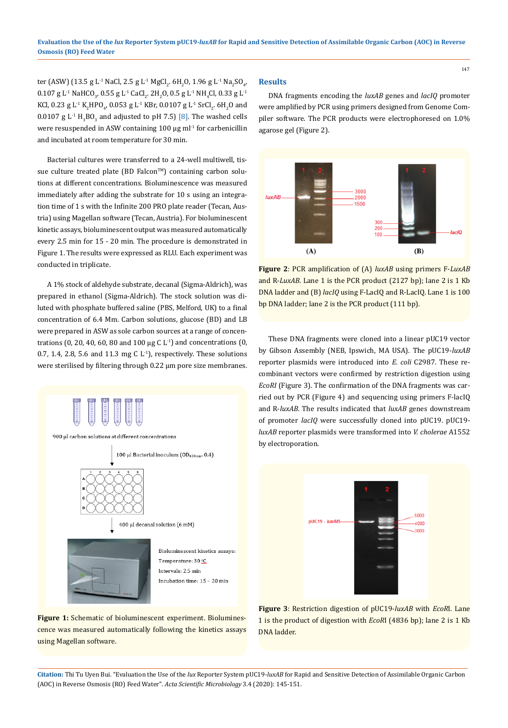ter (ASW) (13.5 g $L^{-1}$ NaCl, 2.5 g $L^{-1}$ $MgCl_2 \cdot 6H_2O$, 1.96 g $L^{-1}$ $Na_2SO_4$, 0.107 g $L^{-1}$ $NaHCO_3$, 0.55 g $L^{-1}$ $CaCl_2 \cdot 2H_2O$, 0.5 g $L^{-1}$ $NH_4Cl$, 0.33 g $L^{-1}$ KCl, 0.23 g $L^{-1}$ $K_2HPO_4$, 0.053 g $L^{-1}$ KBr, 0.0107 g $L^{-1}$ $SrCl_2 \cdot 6H_2O$ and 0.0107 g $L^{-1}$ $H_3BO_3$ and adjusted to pH 7.5) [8]. The washed cells were resuspended in ASW containing 100 μg $ml^{-1}$ for carbenicillin and incubated at room temperature for 30 min.

Bacterial cultures were transferred to a 24-well multiwell, tissue culture treated plate (BD Falcon™) containing carbon solutions at different concentrations. Bioluminescence was measured immediately after adding the substrate for 10 s using an integration time of 1 s with the Infinite 200 PRO plate reader (Tecan, Austria) using Magellan software (Tecan, Austria). For bioluminescent kinetic assays, bioluminescent output was measured automatically every 2.5 min for 15 - 20 min. The procedure is demonstrated in Figure 1. The results were expressed as RLU. Each experiment was conducted in triplicate.

A 1% stock of aldehyde substrate, decanal (Sigma-Aldrich), was prepared in ethanol (Sigma-Aldrich). The stock solution was diluted with phosphate buffered saline (PBS, Melford, UK) to a final concentration of 6.4 Mm. Carbon solutions, glucose (BD) and LB were prepared in ASW as sole carbon sources at a range of concentrations (0, 20, 40, 60, 80 and 100 μg C $L^{-1}$) and concentrations (0, 0.7, 1.4, 2.8, 5.6 and 11.3 mg C $L^{-1}$), respectively. These solutions were sterilised by filtering through 0.22 μm pore size membranes.

**Figure 1:** Schematic of bioluminescent experiment. Bioluminescence was measured automatically following the kinetics assays using Magellan software.

## Results

DNA fragments encoding the *luxAB* genes and *lacIQ* promoter were amplified by PCR using primers designed from Genome Compiler software. The PCR products were electrophoresed on 1.0% agarose gel (Figure 2).

**Figure 2**: PCR amplification of (A) *luxAB* using primers F-*LuxAB* and R-*LuxAB*. Lane 1 is the PCR product (2127 bp); lane 2 is 1 Kb DNA ladder and (B) *lacIQ* using F-LacIQ and R-LacIQ. Lane 1 is 100 bp DNA ladder; lane 2 is the PCR product (111 bp).

These DNA fragments were cloned into a linear pUC19 vector by Gibson Assembly (NEB, Ipswich, MA USA). The pUC19-*luxAB* reporter plasmids were introduced into *E. coli* C2987. These recombinant vectors were confirmed by restriction digestion using *EcoRI* (Figure 3). The confirmation of the DNA fragments was carried out by PCR (Figure 4) and sequencing using primers F-lacIQ and R-*luxAB*. The results indicated that *luxAB* genes downstream of promoter *lacIQ* were successfully cloned into pUC19. pUC19-*luxAB* reporter plasmids were transformed into *V. cholerae* A1552 by electroporation.

**Figure 3**: Restriction digestion of pUC19-*luxAB* with *EcoR*I. Lane 1 is the product of digestion with *EcoR*I (4836 bp); lane 2 is 1 Kb DNA ladder.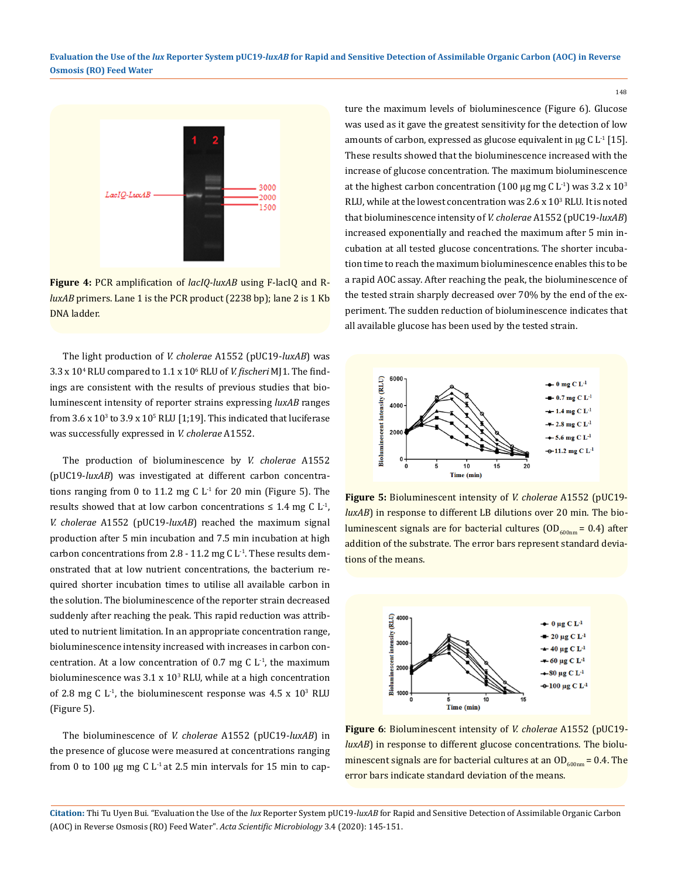**Figure 4:** PCR amplification of *lacIQ-luxAB* using F-lacIQ and R-*luxAB* primers. Lane 1 is the PCR product (2238 bp); lane 2 is 1 Kb DNA ladder.

The light production of *V. cholerae* A1552 (pUC19-*luxAB*) was 3.3 x $10^4$ RLU compared to 1.1 x $10^6$ RLU of *V. fischeri* MJ1. The findings are consistent with the results of previous studies that bioluminescent intensity of reporter strains expressing *luxAB* ranges from 3.6 x $10^3$ to 3.9 x $10^5$ RLU [1;19]. This indicated that luciferase was successfully expressed in *V. cholerae* A1552.

The production of bioluminescence by *V. cholerae* A1552 (pUC19-*luxAB*) was investigated at different carbon concentrations ranging from 0 to 11.2 mg C $L^{-1}$ for 20 min (Figure 5). The results showed that at low carbon concentrations ≤ 1.4 mg C $L^{-1}$, *V. cholerae* A1552 (pUC19-*luxAB*) reached the maximum signal production after 5 min incubation and 7.5 min incubation at high carbon concentrations from 2.8 - 11.2 mg C $L^{-1}$. These results demonstrated that at low nutrient concentrations, the bacterium required shorter incubation times to utilise all available carbon in the solution. The bioluminescence of the reporter strain decreased suddenly after reaching the peak. This rapid reduction was attributed to nutrient limitation. In an appropriate concentration range, bioluminescence intensity increased with increases in carbon concentration. At a low concentration of 0.7 mg C $L^{-1}$, the maximum bioluminescence was 3.1 x $10^3$ RLU, while at a high concentration of 2.8 mg C $L^{-1}$, the bioluminescent response was 4.5 x $10^3$ RLU (Figure 5).

The bioluminescence of *V. cholerae* A1552 (pUC19-*luxAB*) in the presence of glucose were measured at concentrations ranging from 0 to 100 µg mg C $L^{-1}$ at 2.5 min intervals for 15 min to capture the maximum levels of bioluminescence (Figure 6). Glucose was used as it gave the greatest sensitivity for the detection of low amounts of carbon, expressed as glucose equivalent in µg C $L^{-1}$ [15]. These results showed that the bioluminescence increased with the increase of glucose concentration. The maximum bioluminescence at the highest carbon concentration (100 µg mg C $L^{-1}$) was 3.2 x $10^3$ RLU, while at the lowest concentration was 2.6 x $10^3$ RLU. It is noted that bioluminescence intensity of *V. cholerae* A1552 (pUC19-*luxAB*) increased exponentially and reached the maximum after 5 min incubation at all tested glucose concentrations. The shorter incubation time to reach the maximum bioluminescence enables this to be a rapid AOC assay. After reaching the peak, the bioluminescence of the tested strain sharply decreased over 70% by the end of the experiment. The sudden reduction of bioluminescence indicates that all available glucose has been used by the tested strain.

**Figure 5:** Bioluminescent intensity of *V. cholerae* A1552 (pUC19-*luxAB*) in response to different LB dilutions over 20 min. The bioluminescent signals are for bacterial cultures ($OD_{600nm}$ = 0.4) after addition of the substrate. The error bars represent standard deviations of the means.

**Figure 6**: Bioluminescent intensity of *V. cholerae* A1552 (pUC19-*luxAB*) in response to different glucose concentrations. The bioluminescent signals are for bacterial cultures at an $OD_{600nm}$ = 0.4. The error bars indicate standard deviation of the means.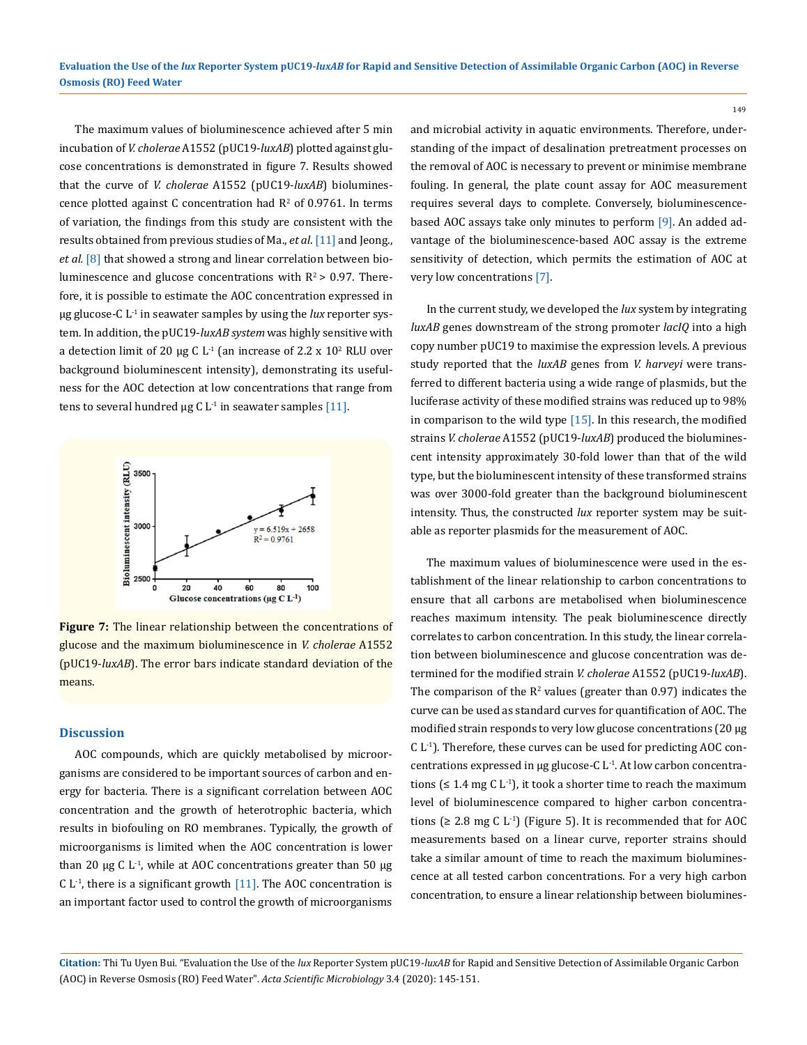The maximum values of bioluminescence achieved after 5 min incubation of *V. cholerae* A1552 (pUC19-*luxAB*) plotted against glucose concentrations is demonstrated in figure 7. Results showed that the curve of *V. cholerae* A1552 (pUC19-*luxAB*) bioluminescence plotted against C concentration had $R^2$ of 0.9761. In terms of variation, the findings from this study are consistent with the results obtained from previous studies of Ma., *et al*. [11] and Jeong., *et al*. [8] that showed a strong and linear correlation between bioluminescence and glucose concentrations with $R^2 > 0.97$. Therefore, it is possible to estimate the AOC concentration expressed in µg glucose-C $L^{-1}$ in seawater samples by using the *lux* reporter system. In addition, the pUC19-*luxAB system* was highly sensitive with a detection limit of 20 µg C $L^{-1}$ (an increase of $2.2 \times 10^2$ RLU over background bioluminescent intensity), demonstrating its usefulness for the AOC detection at low concentrations that range from tens to several hundred µg C $L^{-1}$ in seawater samples [11].

**Figure 7:** The linear relationship between the concentrations of glucose and the maximum bioluminescence in *V. cholerae* A1552 (pUC19-*luxAB*). The error bars indicate standard deviation of the means.

## Discussion

AOC compounds, which are quickly metabolised by microorganisms are considered to be important sources of carbon and energy for bacteria. There is a significant correlation between AOC concentration and the growth of heterotrophic bacteria, which results in biofouling on RO membranes. Typically, the growth of microorganisms is limited when the AOC concentration is lower than 20 µg C $L^{-1}$, while at AOC concentrations greater than 50 µg C $L^{-1}$, there is a significant growth [11]. The AOC concentration is an important factor used to control the growth of microorganisms and microbial activity in aquatic environments. Therefore, understanding of the impact of desalination pretreatment processes on the removal of AOC is necessary to prevent or minimise membrane fouling. In general, the plate count assay for AOC measurement requires several days to complete. Conversely, bioluminescence-based AOC assays take only minutes to perform [9]. An added advantage of the bioluminescence-based AOC assay is the extreme sensitivity of detection, which permits the estimation of AOC at very low concentrations [7].

In the current study, we developed the *lux* system by integrating *luxAB* genes downstream of the strong promoter *lacIQ* into a high copy number pUC19 to maximise the expression levels. A previous study reported that the *luxAB* genes from *V. harveyi* were transferred to different bacteria using a wide range of plasmids, but the luciferase activity of these modified strains was reduced up to 98% in comparison to the wild type [15]. In this research, the modified strains *V. cholerae* A1552 (pUC19-*luxAB*) produced the bioluminescent intensity approximately 30-fold lower than that of the wild type, but the bioluminescent intensity of these transformed strains was over 3000-fold greater than the background bioluminescent intensity. Thus, the constructed *lux* reporter system may be suitable as reporter plasmids for the measurement of AOC.

The maximum values of bioluminescence were used in the establishment of the linear relationship to carbon concentrations to ensure that all carbons are metabolised when bioluminescence reaches maximum intensity. The peak bioluminescence directly correlates to carbon concentration. In this study, the linear correlation between bioluminescence and glucose concentration was determined for the modified strain *V. cholerae* A1552 (pUC19-*luxAB*). The comparison of the $R^2$ values (greater than 0.97) indicates the curve can be used as standard curves for quantification of AOC. The modified strain responds to very low glucose concentrations (20 µg C $L^{-1}$). Therefore, these curves can be used for predicting AOC concentrations expressed in µg glucose-C $L^{-1}$. At low carbon concentrations (≤ 1.4 mg C $L^{-1}$), it took a shorter time to reach the maximum level of bioluminescence compared to higher carbon concentrations (≥ 2.8 mg C $L^{-1}$) (Figure 5). It is recommended that for AOC measurements based on a linear curve, reporter strains should take a similar amount of time to reach the maximum bioluminescence at all tested carbon concentrations. For a very high carbon concentration, to ensure a linear relationship between biolumines-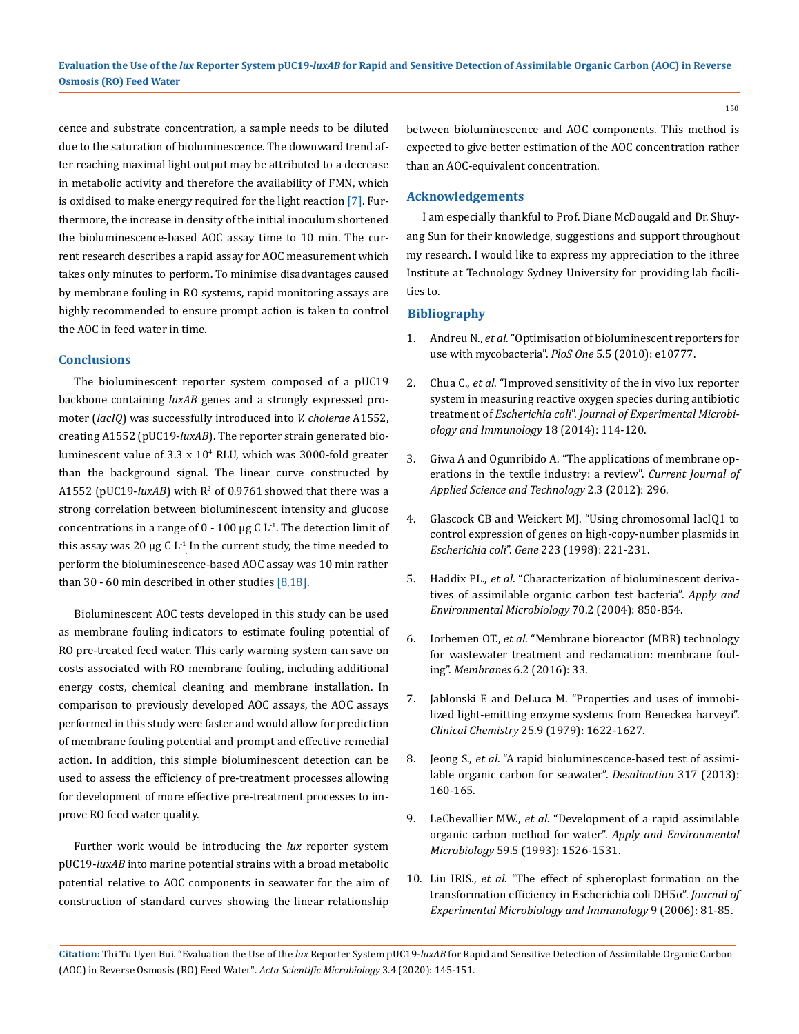cence and substrate concentration, a sample needs to be diluted due to the saturation of bioluminescence. The downward trend after reaching maximal light output may be attributed to a decrease in metabolic activity and therefore the availability of FMN, which is oxidised to make energy required for the light reaction [7]. Furthermore, the increase in density of the initial inoculum shortened the bioluminescence-based AOC assay time to 10 min. The current research describes a rapid assay for AOC measurement which takes only minutes to perform. To minimise disadvantages caused by membrane fouling in RO systems, rapid monitoring assays are highly recommended to ensure prompt action is taken to control the AOC in feed water in time.

## Conclusions

The bioluminescent reporter system composed of a pUC19 backbone containing *luxAB* genes and a strongly expressed promoter (*lacIQ*) was successfully introduced into *V. cholerae* A1552, creating A1552 (pUC19-*luxAB*). The reporter strain generated bioluminescent value of 3.3 x $10^4$ RLU, which was 3000-fold greater than the background signal. The linear curve constructed by A1552 (pUC19-*luxAB*) with $R^2$ of 0.9761 showed that there was a strong correlation between bioluminescent intensity and glucose concentrations in a range of 0 - 100 µg C $L^{-1}$. The detection limit of this assay was 20 µg C $L^{-1}$ In the current study, the time needed to perform the bioluminescence-based AOC assay was 10 min rather than 30 - 60 min described in other studies [8,18].

Bioluminescent AOC tests developed in this study can be used as membrane fouling indicators to estimate fouling potential of RO pre-treated feed water. This early warning system can save on costs associated with RO membrane fouling, including additional energy costs, chemical cleaning and membrane installation. In comparison to previously developed AOC assays, the AOC assays performed in this study were faster and would allow for prediction of membrane fouling potential and prompt and effective remedial action. In addition, this simple bioluminescent detection can be used to assess the efficiency of pre-treatment processes allowing for development of more effective pre-treatment processes to improve RO feed water quality.

Further work would be introducing the *lux* reporter system pUC19-*luxAB* into marine potential strains with a broad metabolic potential relative to AOC components in seawater for the aim of construction of standard curves showing the linear relationship between bioluminescence and AOC components. This method is expected to give better estimation of the AOC concentration rather than an AOC-equivalent concentration.

## Acknowledgements

I am especially thankful to Prof. Diane McDougald and Dr. Shuyang Sun for their knowledge, suggestions and support throughout my research. I would like to express my appreciation to the ithree Institute at Technology Sydney University for providing lab facilities to.

## Bibliography

1. Andreu N., *et al*. "Optimisation of bioluminescent reporters for use with mycobacteria". *PloS One* 5.5 (2010): e10777.
2. Chua C., *et al*. "Improved sensitivity of the in vivo lux reporter system in measuring reactive oxygen species during antibiotic treatment of *Escherichia coli*". *Journal of Experimental Microbiology and Immunology* 18 (2014): 114-120.
3. Giwa A and Ogunribido A. "The applications of membrane operations in the textile industry: a review". *Current Journal of Applied Science and Technology* 2.3 (2012): 296.
4. Glascock CB and Weickert MJ. "Using chromosomal lacIQ1 to control expression of genes on high-copy-number plasmids in *Escherichia coli*". *Gene* 223 (1998): 221-231.
5. Haddix PL., *et al*. "Characterization of bioluminescent derivatives of assimilable organic carbon test bacteria". *Apply and Environmental Microbiology* 70.2 (2004): 850-854.
6. Iorhemen OT., *et al*. "Membrane bioreactor (MBR) technology for wastewater treatment and reclamation: membrane fouling". *Membranes* 6.2 (2016): 33.
7. Jablonski E and DeLuca M. "Properties and uses of immobilized light-emitting enzyme systems from Beneckea harveyi". *Clinical Chemistry* 25.9 (1979): 1622-1627.
8. Jeong S., *et al*. "A rapid bioluminescence-based test of assimilable organic carbon for seawater". *Desalination* 317 (2013): 160-165.
9. LeChevallier MW., *et al*. "Development of a rapid assimilable organic carbon method for water". *Apply and Environmental Microbiology* 59.5 (1993): 1526-1531.
10. Liu IRIS., *et al*. "The effect of spheroplast formation on the transformation efficiency in Escherichia coli DH5α". *Journal of Experimental Microbiology and Immunology* 9 (2006): 81-85.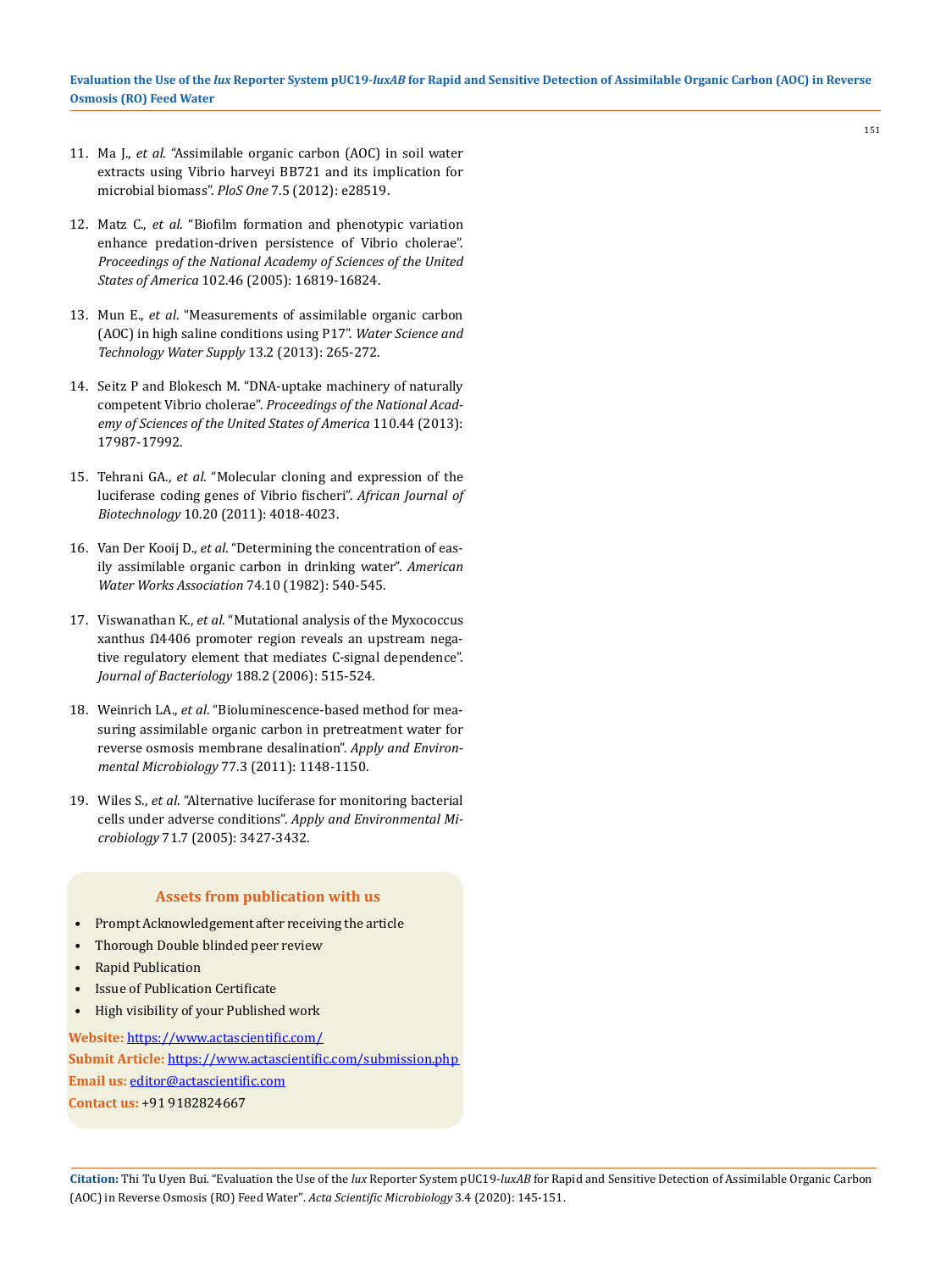11. Ma J., *et al*. "Assimilable organic carbon (AOC) in soil water extracts using Vibrio harveyi BB721 and its implication for microbial biomass". *PloS One* 7.5 (2012): e28519.

12. Matz C., *et al*. "Biofilm formation and phenotypic variation enhance predation-driven persistence of Vibrio cholerae". *Proceedings of the National Academy of Sciences of the United States of America* 102.46 (2005): 16819-16824.

13. Mun E., *et al*. "Measurements of assimilable organic carbon (AOC) in high saline conditions using P17". *Water Science and Technology Water Supply* 13.2 (2013): 265-272.

14. Seitz P and Blokesch M. "DNA-uptake machinery of naturally competent Vibrio cholerae". *Proceedings of the National Academy of Sciences of the United States of America* 110.44 (2013): 17987-17992.

15. Tehrani GA., *et al*. "Molecular cloning and expression of the luciferase coding genes of Vibrio fischeri". *African Journal of Biotechnology* 10.20 (2011): 4018-4023.

16. Van Der Kooij D., *et al*. "Determining the concentration of easily assimilable organic carbon in drinking water". *American Water Works Association* 74.10 (1982): 540-545.

17. Viswanathan K., *et al*. "Mutational analysis of the Myxococcus xanthus Ω4406 promoter region reveals an upstream negative regulatory element that mediates C-signal dependence". *Journal of Bacteriology* 188.2 (2006): 515-524.

18. Weinrich LA., *et al*. "Bioluminescence-based method for measuring assimilable organic carbon in pretreatment water for reverse osmosis membrane desalination". *Apply and Environmental Microbiology* 77.3 (2011): 1148-1150.

19. Wiles S., *et al*. "Alternative luciferase for monitoring bacterial cells under adverse conditions". *Apply and Environmental Microbiology* 71.7 (2005): 3427-3432.

**Assets from publication with us**

- Prompt Acknowledgement after receiving the article
- Thorough Double blinded peer review
- Rapid Publication
- Issue of Publication Certificate
- High visibility of your Published work

**Website:** https://www.actascientific.com/
**Submit Article:** https://www.actascientific.com/submission.php
**Email us:** editor@actascientific.com
**Contact us:** +91 9182824667